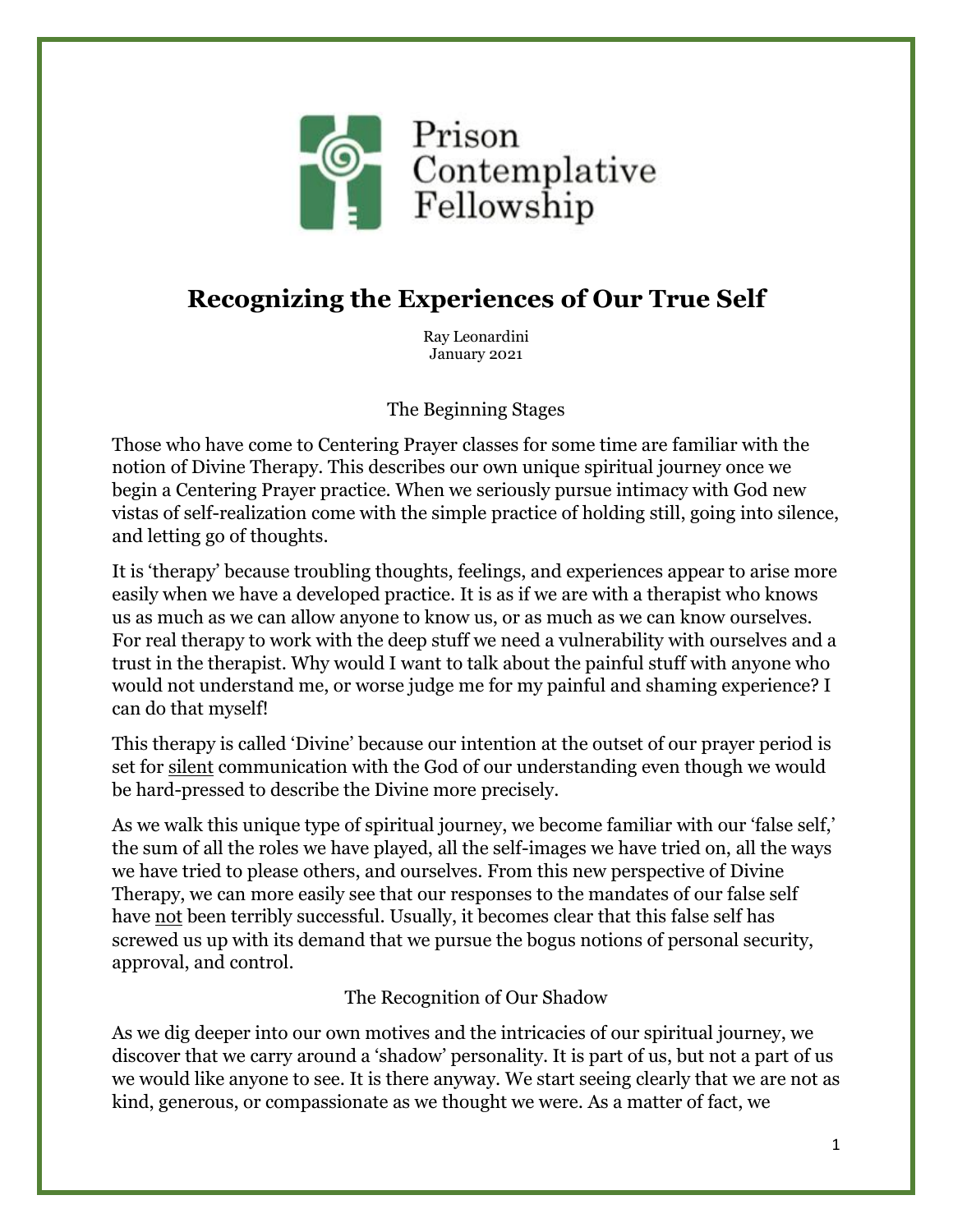Prison Contemplative Fellowship

# Recognizing the Experiences of Our True Self

Ray Leonardini
January 2021

## The Beginning Stages

Those who have come to Centering Prayer classes for some time are familiar with the notion of Divine Therapy. This describes our own unique spiritual journey once we begin a Centering Prayer practice. When we seriously pursue intimacy with God new vistas of self-realization come with the simple practice of holding still, going into silence, and letting go of thoughts.

It is 'therapy' because troubling thoughts, feelings, and experiences appear to arise more easily when we have a developed practice. It is as if we are with a therapist who knows us as much as we can allow anyone to know us, or as much as we can know ourselves. For real therapy to work with the deep stuff we need a vulnerability with ourselves and a trust in the therapist. Why would I want to talk about the painful stuff with anyone who would not understand me, or worse judge me for my painful and shaming experience? I can do that myself!

This therapy is called 'Divine' because our intention at the outset of our prayer period is set for <u>silent</u> communication with the God of our understanding even though we would be hard-pressed to describe the Divine more precisely.

As we walk this unique type of spiritual journey, we become familiar with our 'false self,' the sum of all the roles we have played, all the self-images we have tried on, all the ways we have tried to please others, and ourselves. From this new perspective of Divine Therapy, we can more easily see that our responses to the mandates of our false self have <u>not</u> been terribly successful. Usually, it becomes clear that this false self has screwed us up with its demand that we pursue the bogus notions of personal security, approval, and control.

## The Recognition of Our Shadow

As we dig deeper into our own motives and the intricacies of our spiritual journey, we discover that we carry around a 'shadow' personality. It is part of us, but not a part of us we would like anyone to see. It is there anyway. We start seeing clearly that we are not as kind, generous, or compassionate as we thought we were. As a matter of fact, we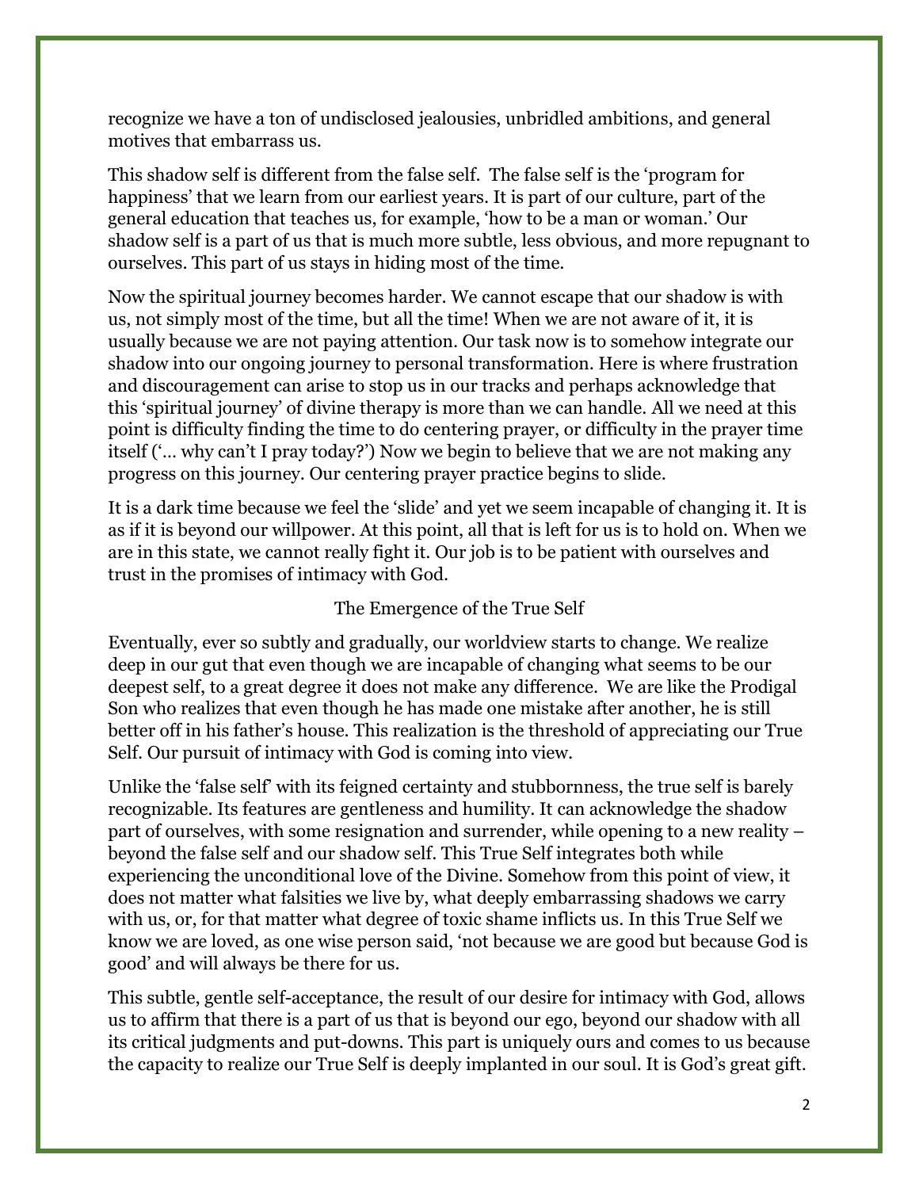recognize we have a ton of undisclosed jealousies, unbridled ambitions, and general motives that embarrass us.

This shadow self is different from the false self. The false self is the 'program for happiness' that we learn from our earliest years. It is part of our culture, part of the general education that teaches us, for example, 'how to be a man or woman.' Our shadow self is a part of us that is much more subtle, less obvious, and more repugnant to ourselves. This part of us stays in hiding most of the time.

Now the spiritual journey becomes harder. We cannot escape that our shadow is with us, not simply most of the time, but all the time! When we are not aware of it, it is usually because we are not paying attention. Our task now is to somehow integrate our shadow into our ongoing journey to personal transformation. Here is where frustration and discouragement can arise to stop us in our tracks and perhaps acknowledge that this 'spiritual journey' of divine therapy is more than we can handle. All we need at this point is difficulty finding the time to do centering prayer, or difficulty in the prayer time itself ('… why can't I pray today?') Now we begin to believe that we are not making any progress on this journey. Our centering prayer practice begins to slide.

It is a dark time because we feel the 'slide' and yet we seem incapable of changing it. It is as if it is beyond our willpower. At this point, all that is left for us is to hold on. When we are in this state, we cannot really fight it. Our job is to be patient with ourselves and trust in the promises of intimacy with God.

## The Emergence of the True Self

Eventually, ever so subtly and gradually, our worldview starts to change. We realize deep in our gut that even though we are incapable of changing what seems to be our deepest self, to a great degree it does not make any difference. We are like the Prodigal Son who realizes that even though he has made one mistake after another, he is still better off in his father's house. This realization is the threshold of appreciating our True Self. Our pursuit of intimacy with God is coming into view.

Unlike the 'false self' with its feigned certainty and stubbornness, the true self is barely recognizable. Its features are gentleness and humility. It can acknowledge the shadow part of ourselves, with some resignation and surrender, while opening to a new reality – beyond the false self and our shadow self. This True Self integrates both while experiencing the unconditional love of the Divine. Somehow from this point of view, it does not matter what falsities we live by, what deeply embarrassing shadows we carry with us, or, for that matter what degree of toxic shame inflicts us. In this True Self we know we are loved, as one wise person said, 'not because we are good but because God is good' and will always be there for us.

This subtle, gentle self-acceptance, the result of our desire for intimacy with God, allows us to affirm that there is a part of us that is beyond our ego, beyond our shadow with all its critical judgments and put-downs. This part is uniquely ours and comes to us because the capacity to realize our True Self is deeply implanted in our soul. It is God's great gift.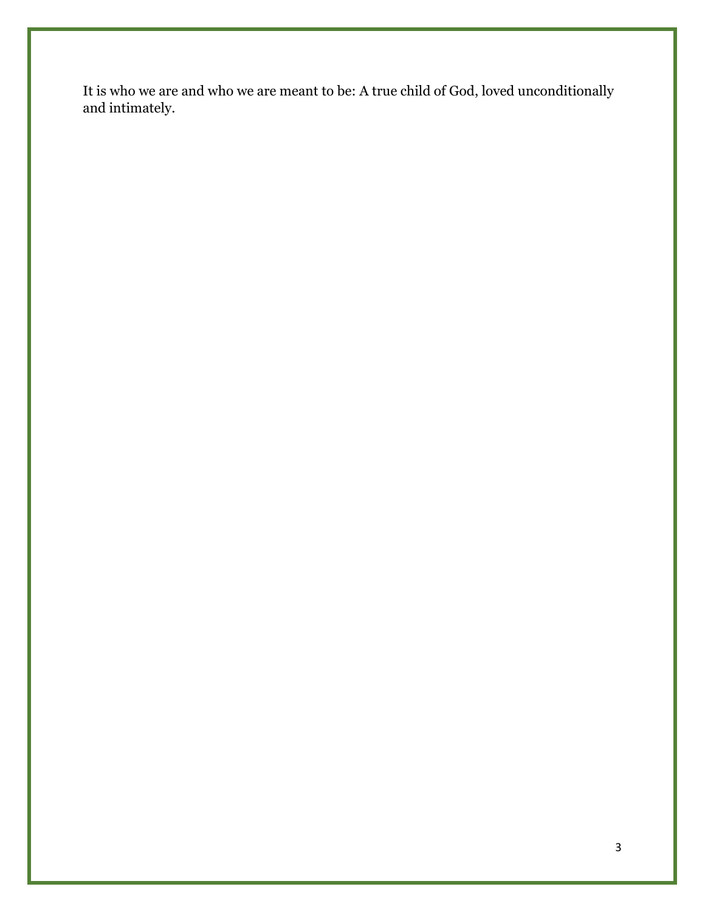It is who we are and who we are meant to be: A true child of God, loved unconditionally and intimately.